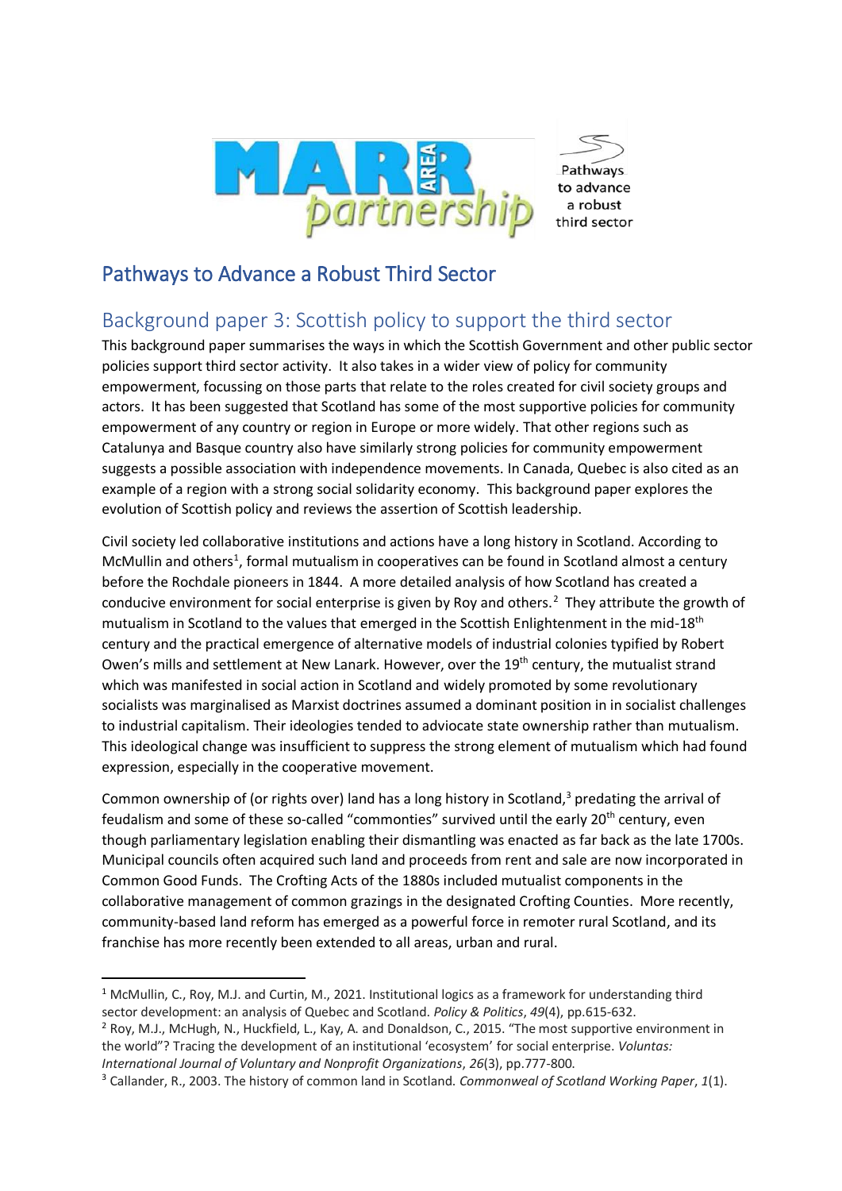# Pathways to Advance a Robust Third Sector

## Background paper 3: Scottish policy to support the third sector

This background paper summarises the ways in which the Scottish Government and other public sector policies support third sector activity. It also takes in a wider view of policy for community empowerment, focussing on those parts that relate to the roles created for civil society groups and actors. It has been suggested that Scotland has some of the most supportive policies for community empowerment of any country or region in Europe or more widely. That other regions such as Catalunya and Basque country also have similarly strong policies for community empowerment suggests a possible association with independence movements. In Canada, Quebec is also cited as an example of a region with a strong social solidarity economy. This background paper explores the evolution of Scottish policy and reviews the assertion of Scottish leadership.

Civil society led collaborative institutions and actions have a long history in Scotland. According to McMullin and others[1], formal mutualism in cooperatives can be found in Scotland almost a century before the Rochdale pioneers in 1844. A more detailed analysis of how Scotland has created a conducive environment for social enterprise is given by Roy and others.[2] They attribute the growth of mutualism in Scotland to the values that emerged in the Scottish Enlightenment in the mid-18th century and the practical emergence of alternative models of industrial colonies typified by Robert Owen's mills and settlement at New Lanark. However, over the 19th century, the mutualist strand which was manifested in social action in Scotland and widely promoted by some revolutionary socialists was marginalised as Marxist doctrines assumed a dominant position in in socialist challenges to industrial capitalism. Their ideologies tended to adivocate state ownership rather than mutualism. This ideological change was insufficient to suppress the strong element of mutualism which had found expression, especially in the cooperative movement.

Common ownership of (or rights over) land has a long history in Scotland,[3] predating the arrival of feudalism and some of these so-called "commonties" survived until the early 20th century, even though parliamentary legislation enabling their dismantling was enacted as far back as the late 1700s. Municipal councils often acquired such land and proceeds from rent and sale are now incorporated in Common Good Funds. The Crofting Acts of the 1880s included mutualist components in the collaborative management of common grazings in the designated Crofting Counties. More recently, community-based land reform has emerged as a powerful force in remoter rural Scotland, and its franchise has more recently been extended to all areas, urban and rural.

---

[1] McMullin, C., Roy, M.J. and Curtin, M., 2021. Institutional logics as a framework for understanding third sector development: an analysis of Quebec and Scotland. *Policy & Politics*, *49*(4), pp.615-632.

[2] Roy, M.J., McHugh, N., Huckfield, L., Kay, A. and Donaldson, C., 2015. "The most supportive environment in the world"? Tracing the development of an institutional 'ecosystem' for social enterprise. *Voluntas: International Journal of Voluntary and Nonprofit Organizations*, *26*(3), pp.777-800.

[3] Callander, R., 2003. The history of common land in Scotland. *Commonweal of Scotland Working Paper*, *1*(1).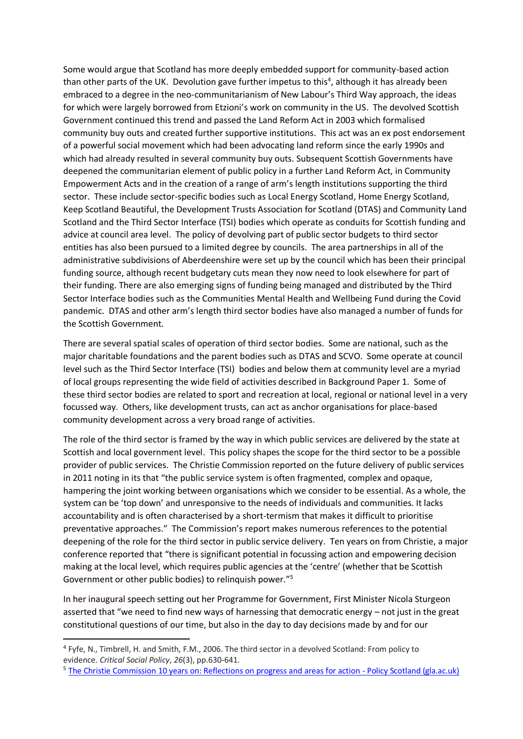Some would argue that Scotland has more deeply embedded support for community-based action than other parts of the UK. Devolution gave further impetus to this[4], although it has already been embraced to a degree in the neo-communitarianism of New Labour's Third Way approach, the ideas for which were largely borrowed from Etzioni's work on community in the US. The devolved Scottish Government continued this trend and passed the Land Reform Act in 2003 which formalised community buy outs and created further supportive institutions. This act was an ex post endorsement of a powerful social movement which had been advocating land reform since the early 1990s and which had already resulted in several community buy outs. Subsequent Scottish Governments have deepened the communitarian element of public policy in a further Land Reform Act, in Community Empowerment Acts and in the creation of a range of arm's length institutions supporting the third sector. These include sector-specific bodies such as Local Energy Scotland, Home Energy Scotland, Keep Scotland Beautiful, the Development Trusts Association for Scotland (DTAS) and Community Land Scotland and the Third Sector Interface (TSI) bodies which operate as conduits for Scottish funding and advice at council area level. The policy of devolving part of public sector budgets to third sector entities has also been pursued to a limited degree by councils. The area partnerships in all of the administrative subdivisions of Aberdeenshire were set up by the council which has been their principal funding source, although recent budgetary cuts mean they now need to look elsewhere for part of their funding. There are also emerging signs of funding being managed and distributed by the Third Sector Interface bodies such as the Communities Mental Health and Wellbeing Fund during the Covid pandemic. DTAS and other arm's length third sector bodies have also managed a number of funds for the Scottish Government.

There are several spatial scales of operation of third sector bodies. Some are national, such as the major charitable foundations and the parent bodies such as DTAS and SCVO. Some operate at council level such as the Third Sector Interface (TSI) bodies and below them at community level are a myriad of local groups representing the wide field of activities described in Background Paper 1. Some of these third sector bodies are related to sport and recreation at local, regional or national level in a very focussed way. Others, like development trusts, can act as anchor organisations for place-based community development across a very broad range of activities.

The role of the third sector is framed by the way in which public services are delivered by the state at Scottish and local government level. This policy shapes the scope for the third sector to be a possible provider of public services. The Christie Commission reported on the future delivery of public services in 2011 noting in its that "the public service system is often fragmented, complex and opaque, hampering the joint working between organisations which we consider to be essential. As a whole, the system can be 'top down' and unresponsive to the needs of individuals and communities. It lacks accountability and is often characterised by a short-termism that makes it difficult to prioritise preventative approaches." The Commission's report makes numerous references to the potential deepening of the role for the third sector in public service delivery. Ten years on from Christie, a major conference reported that "there is significant potential in focussing action and empowering decision making at the local level, which requires public agencies at the 'centre' (whether that be Scottish Government or other public bodies) to relinquish power."[5]

In her inaugural speech setting out her Programme for Government, First Minister Nicola Sturgeon asserted that "we need to find new ways of harnessing that democratic energy – not just in the great constitutional questions of our time, but also in the day to day decisions made by and for our

---

[4] Fyfe, N., Timbrell, H. and Smith, F.M., 2006. The third sector in a devolved Scotland: From policy to evidence. *Critical Social Policy*, *26*(3), pp.630-641.

[5] The Christie Commission 10 years on: Reflections on progress and areas for action - Policy Scotland (gla.ac.uk)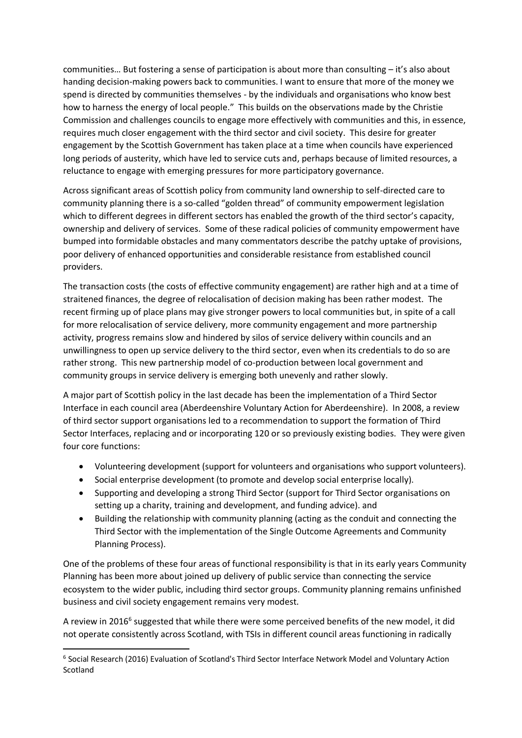communities… But fostering a sense of participation is about more than consulting – it's also about handing decision-making powers back to communities. I want to ensure that more of the money we spend is directed by communities themselves - by the individuals and organisations who know best how to harness the energy of local people." This builds on the observations made by the Christie Commission and challenges councils to engage more effectively with communities and this, in essence, requires much closer engagement with the third sector and civil society. This desire for greater engagement by the Scottish Government has taken place at a time when councils have experienced long periods of austerity, which have led to service cuts and, perhaps because of limited resources, a reluctance to engage with emerging pressures for more participatory governance.

Across significant areas of Scottish policy from community land ownership to self-directed care to community planning there is a so-called "golden thread" of community empowerment legislation which to different degrees in different sectors has enabled the growth of the third sector's capacity, ownership and delivery of services. Some of these radical policies of community empowerment have bumped into formidable obstacles and many commentators describe the patchy uptake of provisions, poor delivery of enhanced opportunities and considerable resistance from established council providers.

The transaction costs (the costs of effective community engagement) are rather high and at a time of straitened finances, the degree of relocalisation of decision making has been rather modest. The recent firming up of place plans may give stronger powers to local communities but, in spite of a call for more relocalisation of service delivery, more community engagement and more partnership activity, progress remains slow and hindered by silos of service delivery within councils and an unwillingness to open up service delivery to the third sector, even when its credentials to do so are rather strong. This new partnership model of co-production between local government and community groups in service delivery is emerging both unevenly and rather slowly.

A major part of Scottish policy in the last decade has been the implementation of a Third Sector Interface in each council area (Aberdeenshire Voluntary Action for Aberdeenshire). In 2008, a review of third sector support organisations led to a recommendation to support the formation of Third Sector Interfaces, replacing and or incorporating 120 or so previously existing bodies. They were given four core functions:

- Volunteering development (support for volunteers and organisations who support volunteers).
- Social enterprise development (to promote and develop social enterprise locally).
- Supporting and developing a strong Third Sector (support for Third Sector organisations on setting up a charity, training and development, and funding advice). and
- Building the relationship with community planning (acting as the conduit and connecting the Third Sector with the implementation of the Single Outcome Agreements and Community Planning Process).

One of the problems of these four areas of functional responsibility is that in its early years Community Planning has been more about joined up delivery of public service than connecting the service ecosystem to the wider public, including third sector groups. Community planning remains unfinished business and civil society engagement remains very modest.

A review in 2016[6] suggested that while there were some perceived benefits of the new model, it did not operate consistently across Scotland, with TSIs in different council areas functioning in radically

[6] Social Research (2016) Evaluation of Scotland's Third Sector Interface Network Model and Voluntary Action Scotland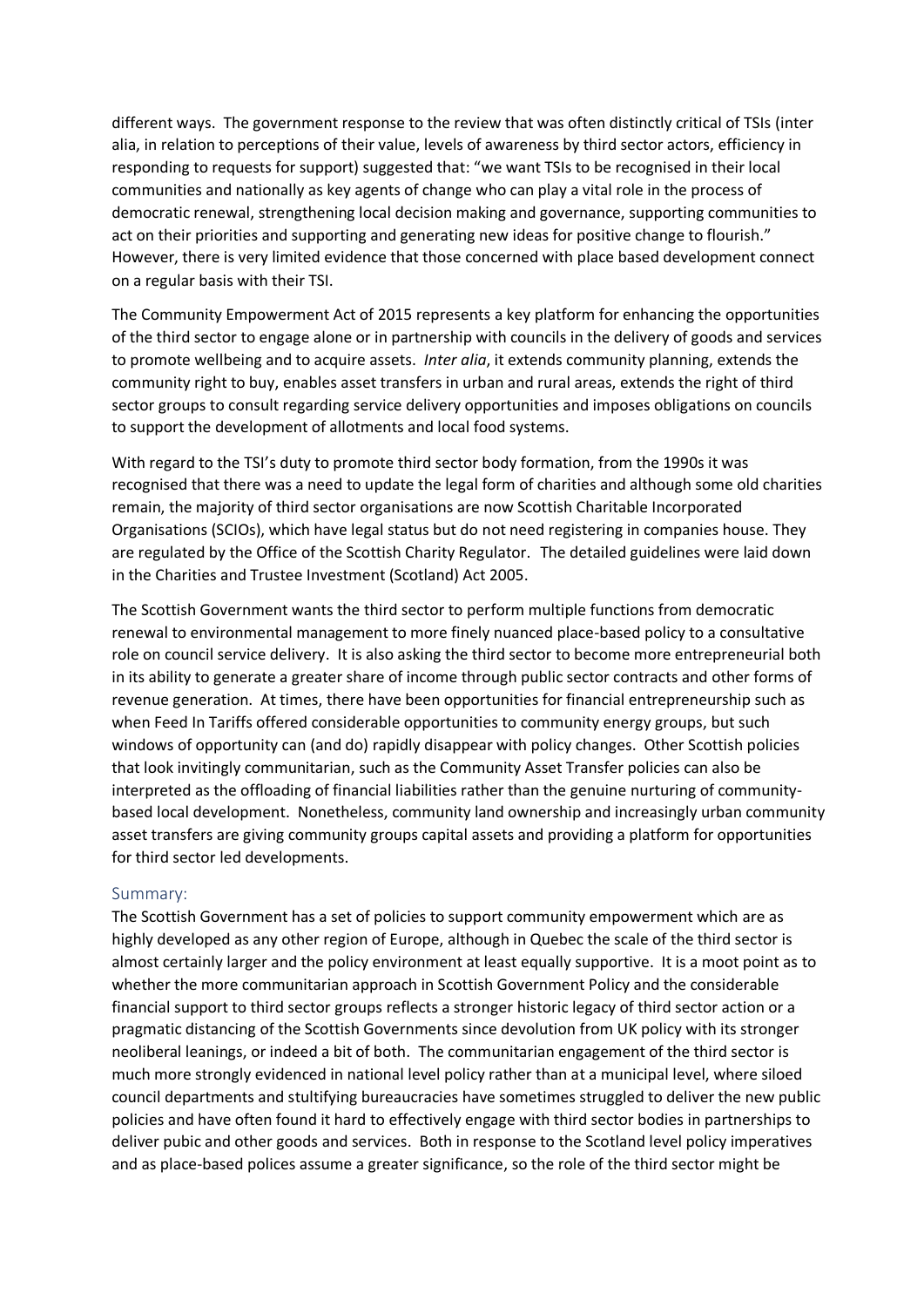different ways. The government response to the review that was often distinctly critical of TSIs (inter alia, in relation to perceptions of their value, levels of awareness by third sector actors, efficiency in responding to requests for support) suggested that: "we want TSIs to be recognised in their local communities and nationally as key agents of change who can play a vital role in the process of democratic renewal, strengthening local decision making and governance, supporting communities to act on their priorities and supporting and generating new ideas for positive change to flourish." However, there is very limited evidence that those concerned with place based development connect on a regular basis with their TSI.

The Community Empowerment Act of 2015 represents a key platform for enhancing the opportunities of the third sector to engage alone or in partnership with councils in the delivery of goods and services to promote wellbeing and to acquire assets. *Inter alia*, it extends community planning, extends the community right to buy, enables asset transfers in urban and rural areas, extends the right of third sector groups to consult regarding service delivery opportunities and imposes obligations on councils to support the development of allotments and local food systems.

With regard to the TSI's duty to promote third sector body formation, from the 1990s it was recognised that there was a need to update the legal form of charities and although some old charities remain, the majority of third sector organisations are now Scottish Charitable Incorporated Organisations (SCIOs), which have legal status but do not need registering in companies house. They are regulated by the Office of the Scottish Charity Regulator. The detailed guidelines were laid down in the Charities and Trustee Investment (Scotland) Act 2005.

The Scottish Government wants the third sector to perform multiple functions from democratic renewal to environmental management to more finely nuanced place-based policy to a consultative role on council service delivery. It is also asking the third sector to become more entrepreneurial both in its ability to generate a greater share of income through public sector contracts and other forms of revenue generation. At times, there have been opportunities for financial entrepreneurship such as when Feed In Tariffs offered considerable opportunities to community energy groups, but such windows of opportunity can (and do) rapidly disappear with policy changes. Other Scottish policies that look invitingly communitarian, such as the Community Asset Transfer policies can also be interpreted as the offloading of financial liabilities rather than the genuine nurturing of community-based local development. Nonetheless, community land ownership and increasingly urban community asset transfers are giving community groups capital assets and providing a platform for opportunities for third sector led developments.

## Summary:

The Scottish Government has a set of policies to support community empowerment which are as highly developed as any other region of Europe, although in Quebec the scale of the third sector is almost certainly larger and the policy environment at least equally supportive. It is a moot point as to whether the more communitarian approach in Scottish Government Policy and the considerable financial support to third sector groups reflects a stronger historic legacy of third sector action or a pragmatic distancing of the Scottish Governments since devolution from UK policy with its stronger neoliberal leanings, or indeed a bit of both. The communitarian engagement of the third sector is much more strongly evidenced in national level policy rather than at a municipal level, where siloed council departments and stultifying bureaucracies have sometimes struggled to deliver the new public policies and have often found it hard to effectively engage with third sector bodies in partnerships to deliver pubic and other goods and services. Both in response to the Scotland level policy imperatives and as place-based polices assume a greater significance, so the role of the third sector might be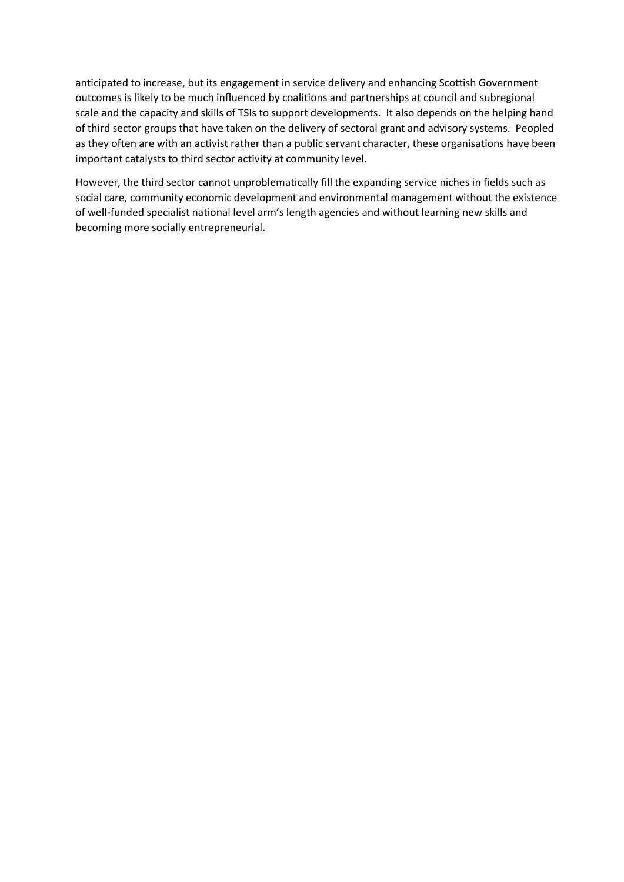anticipated to increase, but its engagement in service delivery and enhancing Scottish Government outcomes is likely to be much influenced by coalitions and partnerships at council and subregional scale and the capacity and skills of TSIs to support developments. It also depends on the helping hand of third sector groups that have taken on the delivery of sectoral grant and advisory systems. Peopled as they often are with an activist rather than a public servant character, these organisations have been important catalysts to third sector activity at community level.

However, the third sector cannot unproblematically fill the expanding service niches in fields such as social care, community economic development and environmental management without the existence of well-funded specialist national level arm's length agencies and without learning new skills and becoming more socially entrepreneurial.